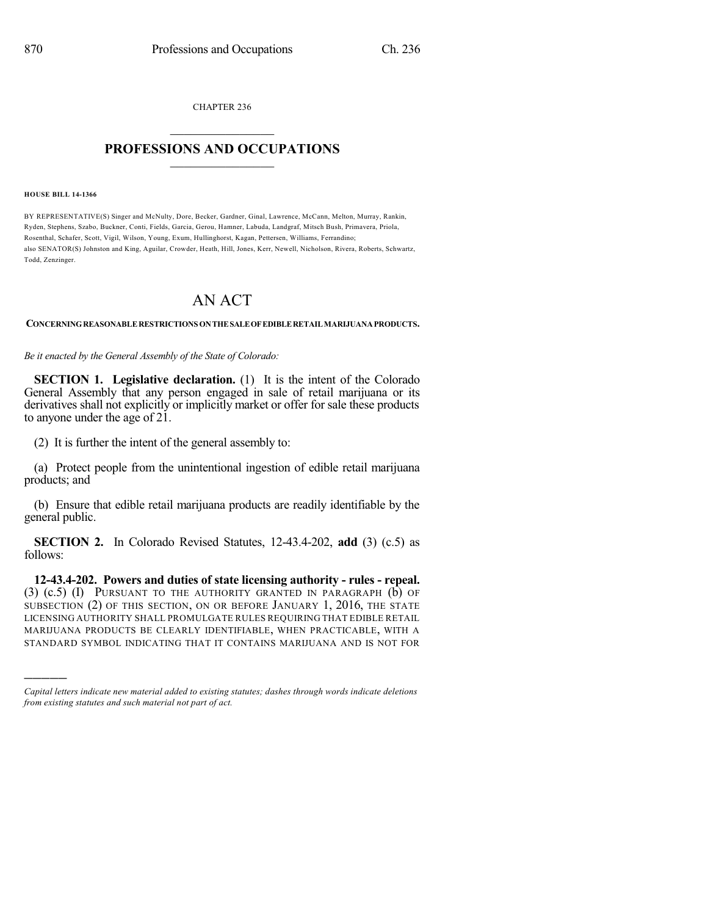CHAPTER 236

# PROFESSIONS AND OCCUPATIONS

**HOUSE BILL 14-1366**

BY REPRESENTATIVE(S) Singer and McNulty, Dore, Becker, Gardner, Ginal, Lawrence, McCann, Melton, Murray, Rankin, Ryden, Stephens, Szabo, Buckner, Conti, Fields, Garcia, Gerou, Hamner, Labuda, Landgraf, Mitsch Bush, Primavera, Priola, Rosenthal, Schafer, Scott, Vigil, Wilson, Young, Exum, Hullinghorst, Kagan, Pettersen, Williams, Ferrandino; also SENATOR(S) Johnston and King, Aguilar, Crowder, Heath, Hill, Jones, Kerr, Newell, Nicholson, Rivera, Roberts, Schwartz, Todd, Zenzinger.

# AN ACT

**CONCERNING REASONABLE RESTRICTIONS ON THE SALE OF EDIBLE RETAIL MARIJUANA PRODUCTS.**

*Be it enacted by the General Assembly of the State of Colorado:*

**SECTION 1. Legislative declaration.** (1) It is the intent of the Colorado General Assembly that any person engaged in sale of retail marijuana or its derivatives shall not explicitly or implicitly market or offer for sale these products to anyone under the age of 21.

(2) It is further the intent of the general assembly to:

(a) Protect people from the unintentional ingestion of edible retail marijuana products; and

(b) Ensure that edible retail marijuana products are readily identifiable by the general public.

**SECTION 2.** In Colorado Revised Statutes, 12-43.4-202, **add** (3) (c.5) as follows:

**12-43.4-202. Powers and duties of state licensing authority - rules - repeal.** (3) (c.5) (I) PURSUANT TO THE AUTHORITY GRANTED IN PARAGRAPH (b) OF SUBSECTION (2) OF THIS SECTION, ON OR BEFORE JANUARY 1, 2016, THE STATE LICENSING AUTHORITY SHALL PROMULGATE RULES REQUIRING THAT EDIBLE RETAIL MARIJUANA PRODUCTS BE CLEARLY IDENTIFIABLE, WHEN PRACTICABLE, WITH A STANDARD SYMBOL INDICATING THAT IT CONTAINS MARIJUANA AND IS NOT FOR

---

*Capital letters indicate new material added to existing statutes; dashes through words indicate deletions from existing statutes and such material not part of act.*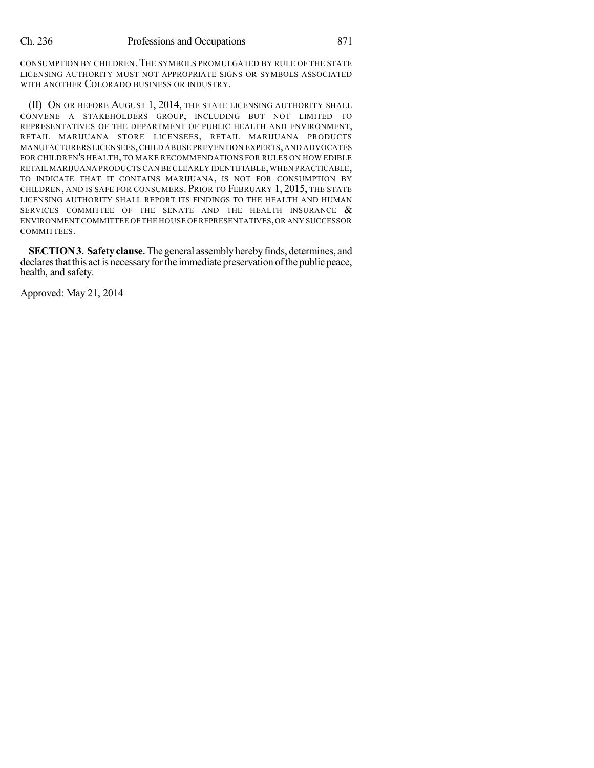CONSUMPTION BY CHILDREN. THE SYMBOLS PROMULGATED BY RULE OF THE STATE LICENSING AUTHORITY MUST NOT APPROPRIATE SIGNS OR SYMBOLS ASSOCIATED WITH ANOTHER COLORADO BUSINESS OR INDUSTRY.

(II) ON OR BEFORE AUGUST 1, 2014, THE STATE LICENSING AUTHORITY SHALL CONVENE A STAKEHOLDERS GROUP, INCLUDING BUT NOT LIMITED TO REPRESENTATIVES OF THE DEPARTMENT OF PUBLIC HEALTH AND ENVIRONMENT, RETAIL MARIJUANA STORE LICENSEES, RETAIL MARIJUANA PRODUCTS MANUFACTURERS LICENSEES, CHILD ABUSE PREVENTION EXPERTS, AND ADVOCATES FOR CHILDREN'S HEALTH, TO MAKE RECOMMENDATIONS FOR RULES ON HOW EDIBLE RETAIL MARIJUANA PRODUCTS CAN BE CLEARLY IDENTIFIABLE, WHEN PRACTICABLE, TO INDICATE THAT IT CONTAINS MARIJUANA, IS NOT FOR CONSUMPTION BY CHILDREN, AND IS SAFE FOR CONSUMERS. PRIOR TO FEBRUARY 1, 2015, THE STATE LICENSING AUTHORITY SHALL REPORT ITS FINDINGS TO THE HEALTH AND HUMAN SERVICES COMMITTEE OF THE SENATE AND THE HEALTH INSURANCE & ENVIRONMENT COMMITTEE OF THE HOUSE OF REPRESENTATIVES, OR ANY SUCCESSOR COMMITTEES.

**SECTION 3. Safety clause.** The general assembly hereby finds, determines, and declares that this act is necessary for the immediate preservation of the public peace, health, and safety.

Approved: May 21, 2014